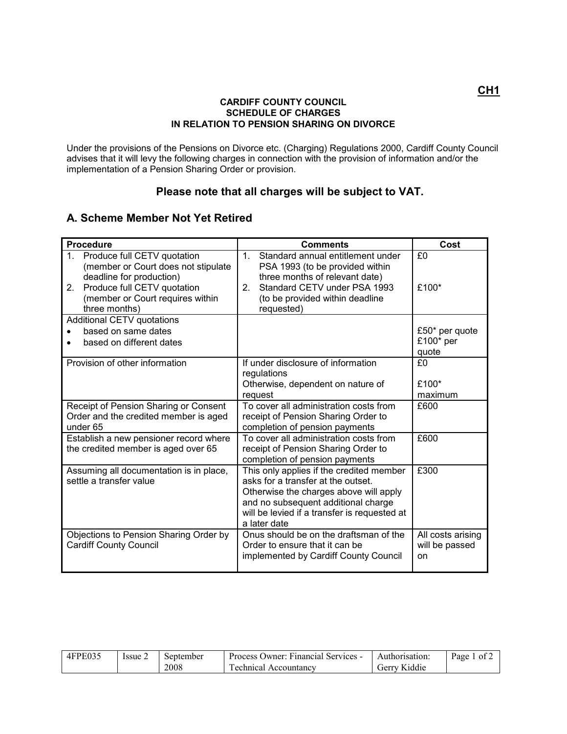**CH1**

**CARDIFF COUNTY COUNCIL**
**SCHEDULE OF CHARGES**
**IN RELATION TO PENSION SHARING ON DIVORCE**

Under the provisions of the Pensions on Divorce etc. (Charging) Regulations 2000, Cardiff County Council advises that it will levy the following charges in connection with the provision of information and/or the implementation of a Pension Sharing Order or provision.

## Please note that all charges will be subject to VAT.

## A. Scheme Member Not Yet Retired

| Procedure | Comments | Cost |
|---|---|---|
| 1. Produce full CETV quotation (member or Court does not stipulate deadline for production)<br>2. Produce full CETV quotation (member or Court requires within three months) | 1. Standard annual entitlement under PSA 1993 (to be provided within three months of relevant date)<br>2. Standard CETV under PSA 1993 (to be provided within deadline requested) | £0<br><br>£100* |
| Additional CETV quotations<br>• based on same dates<br>• based on different dates | | £50* per quote<br>£100* per quote |
| Provision of other information | If under disclosure of information regulations<br>Otherwise, dependent on nature of request | £0<br><br>£100* maximum |
| Receipt of Pension Sharing or Consent Order and the credited member is aged under 65 | To cover all administration costs from receipt of Pension Sharing Order to completion of pension payments | £600 |
| Establish a new pensioner record where the credited member is aged over 65 | To cover all administration costs from receipt of Pension Sharing Order to completion of pension payments | £600 |
| Assuming all documentation is in place, settle a transfer value | This only applies if the credited member asks for a transfer at the outset. Otherwise the charges above will apply and no subsequent additional charge will be levied if a transfer is requested at a later date | £300 |
| Objections to Pension Sharing Order by Cardiff County Council | Onus should be on the draftsman of the Order to ensure that it can be implemented by Cardiff County Council | All costs arising will be passed on |

| 4FPE035 | Issue 2 | September 2008 | Process Owner: Financial Services - Technical Accountancy | Authorisation: Gerry Kiddie |
|---|---|---|---|---|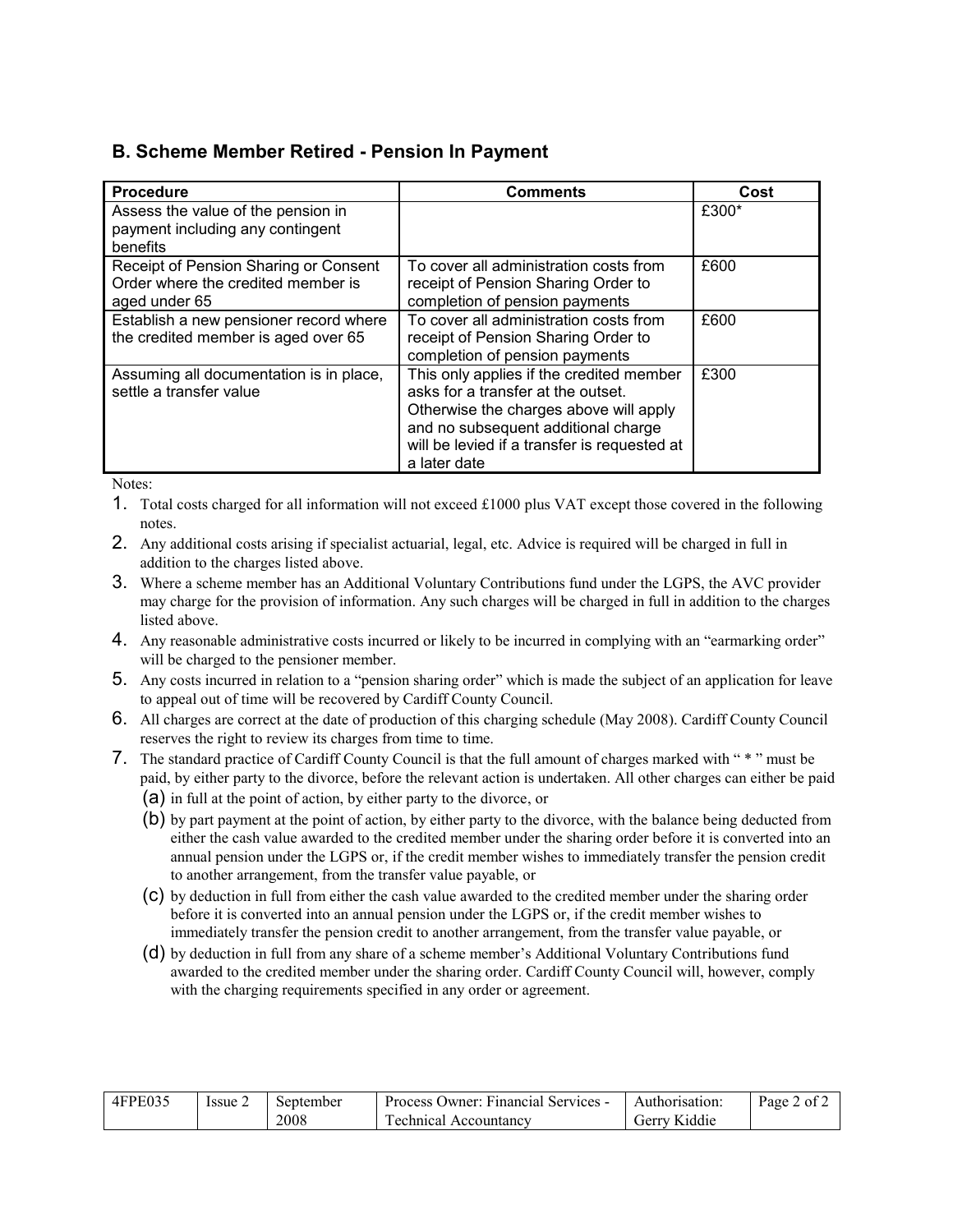## B. Scheme Member Retired - Pension In Payment

| Procedure | Comments | Cost |
|---|---|---|
| Assess the value of the pension in payment including any contingent benefits | | £300* |
| Receipt of Pension Sharing or Consent Order where the credited member is aged under 65 | To cover all administration costs from receipt of Pension Sharing Order to completion of pension payments | £600 |
| Establish a new pensioner record where the credited member is aged over 65 | To cover all administration costs from receipt of Pension Sharing Order to completion of pension payments | £600 |
| Assuming all documentation is in place, settle a transfer value | This only applies if the credited member asks for a transfer at the outset. Otherwise the charges above will apply and no subsequent additional charge will be levied if a transfer is requested at a later date | £300 |

Notes:

1. Total costs charged for all information will not exceed £1000 plus VAT except those covered in the following notes.
2. Any additional costs arising if specialist actuarial, legal, etc. Advice is required will be charged in full in addition to the charges listed above.
3. Where a scheme member has an Additional Voluntary Contributions fund under the LGPS, the AVC provider may charge for the provision of information. Any such charges will be charged in full in addition to the charges listed above.
4. Any reasonable administrative costs incurred or likely to be incurred in complying with an "earmarking order" will be charged to the pensioner member.
5. Any costs incurred in relation to a "pension sharing order" which is made the subject of an application for leave to appeal out of time will be recovered by Cardiff County Council.
6. All charges are correct at the date of production of this charging schedule (May 2008). Cardiff County Council reserves the right to review its charges from time to time.
7. The standard practice of Cardiff County Council is that the full amount of charges marked with " * " must be paid, by either party to the divorce, before the relevant action is undertaken. All other charges can either be paid
   (a) in full at the point of action, by either party to the divorce, or
   (b) by part payment at the point of action, by either party to the divorce, with the balance being deducted from either the cash value awarded to the credited member under the sharing order before it is converted into an annual pension under the LGPS or, if the credit member wishes to immediately transfer the pension credit to another arrangement, from the transfer value payable, or
   (c) by deduction in full from either the cash value awarded to the credited member under the sharing order before it is converted into an annual pension under the LGPS or, if the credit member wishes to immediately transfer the pension credit to another arrangement, from the transfer value payable, or
   (d) by deduction in full from any share of a scheme member's Additional Voluntary Contributions fund awarded to the credited member under the sharing order. Cardiff County Council will, however, comply with the charging requirements specified in any order or agreement.

| | | | | | |
|---|---|---|---|---|---|
| 4FPE035 | Issue 2 | September 2008 | Process Owner: Financial Services - Technical Accountancy | Authorisation: Gerry Kiddie | |